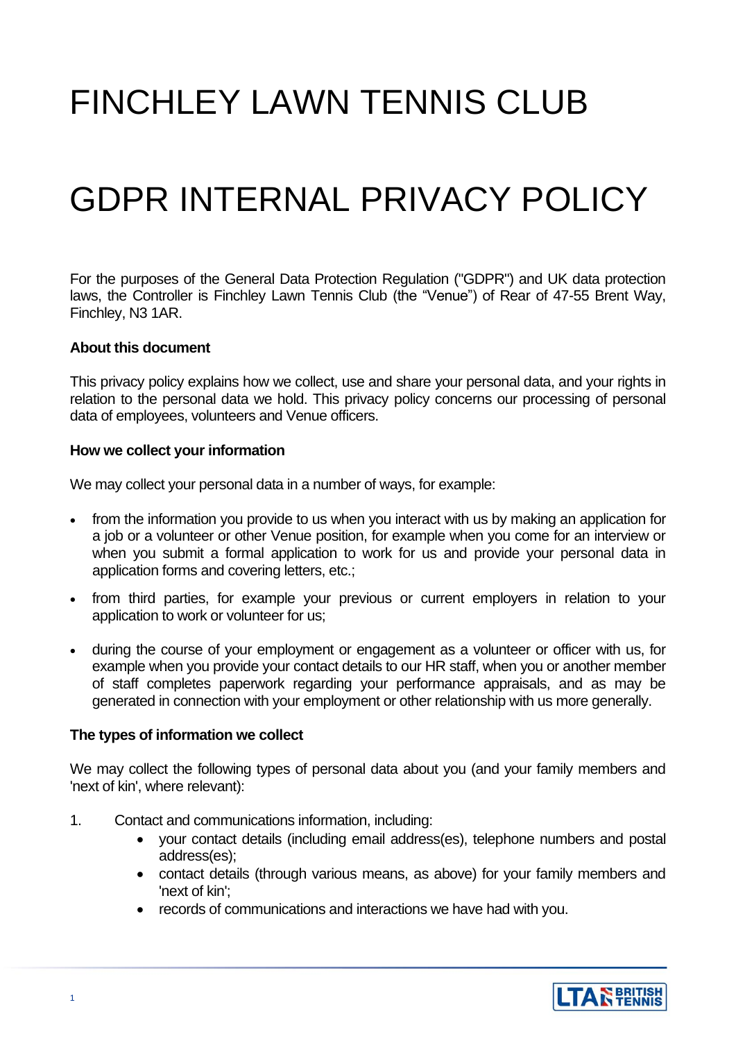# FINCHLEY LAWN TENNIS CLUB

# GDPR INTERNAL PRIVACY POLICY

For the purposes of the General Data Protection Regulation ("GDPR") and UK data protection laws, the Controller is Finchley Lawn Tennis Club (the "Venue") of Rear of 47-55 Brent Way, Finchley, N3 1AR.

**About this document**

This privacy policy explains how we collect, use and share your personal data, and your rights in relation to the personal data we hold. This privacy policy concerns our processing of personal data of employees, volunteers and Venue officers.

**How we collect your information**

We may collect your personal data in a number of ways, for example:

- from the information you provide to us when you interact with us by making an application for a job or a volunteer or other Venue position, for example when you come for an interview or when you submit a formal application to work for us and provide your personal data in application forms and covering letters, etc.;
- from third parties, for example your previous or current employers in relation to your application to work or volunteer for us;
- during the course of your employment or engagement as a volunteer or officer with us, for example when you provide your contact details to our HR staff, when you or another member of staff completes paperwork regarding your performance appraisals, and as may be generated in connection with your employment or other relationship with us more generally.

**The types of information we collect**

We may collect the following types of personal data about you (and your family members and 'next of kin', where relevant):

1. Contact and communications information, including:
    - your contact details (including email address(es), telephone numbers and postal address(es);
    - contact details (through various means, as above) for your family members and 'next of kin';
    - records of communications and interactions we have had with you.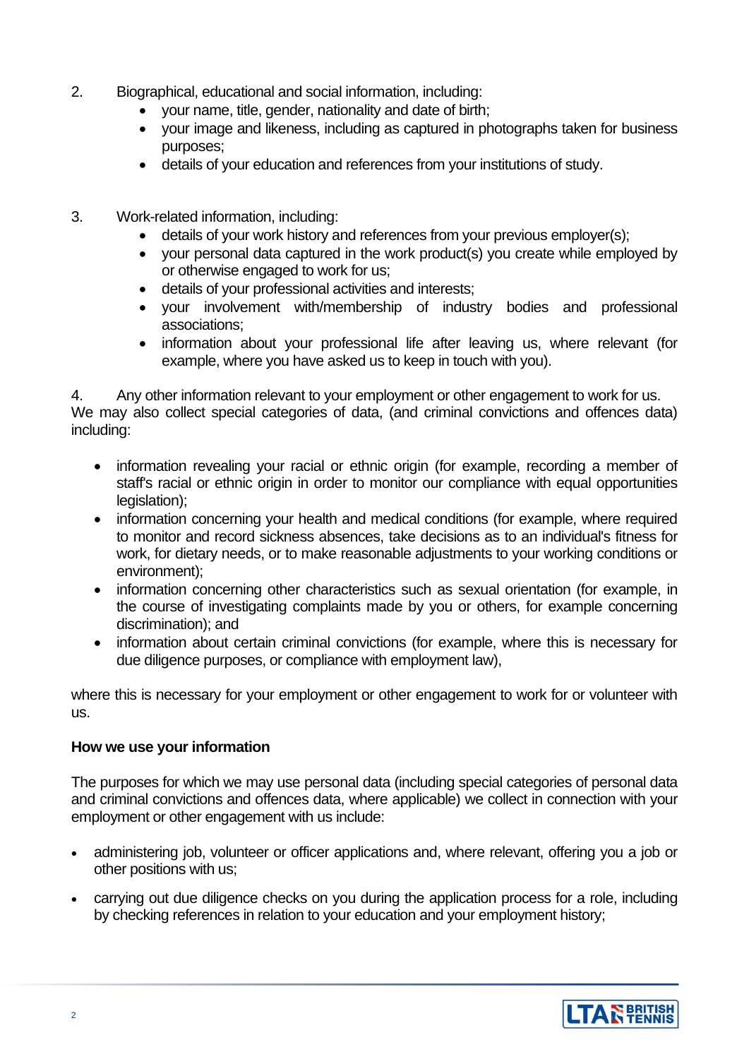2. Biographical, educational and social information, including:
    - your name, title, gender, nationality and date of birth;
    - your image and likeness, including as captured in photographs taken for business purposes;
    - details of your education and references from your institutions of study.

3. Work-related information, including:
    - details of your work history and references from your previous employer(s);
    - your personal data captured in the work product(s) you create while employed by or otherwise engaged to work for us;
    - details of your professional activities and interests;
    - your involvement with/membership of industry bodies and professional associations;
    - information about your professional life after leaving us, where relevant (for example, where you have asked us to keep in touch with you).

4. Any other information relevant to your employment or other engagement to work for us.

We may also collect special categories of data, (and criminal convictions and offences data) including:

- information revealing your racial or ethnic origin (for example, recording a member of staff's racial or ethnic origin in order to monitor our compliance with equal opportunities legislation);
- information concerning your health and medical conditions (for example, where required to monitor and record sickness absences, take decisions as to an individual's fitness for work, for dietary needs, or to make reasonable adjustments to your working conditions or environment);
- information concerning other characteristics such as sexual orientation (for example, in the course of investigating complaints made by you or others, for example concerning discrimination); and
- information about certain criminal convictions (for example, where this is necessary for due diligence purposes, or compliance with employment law),

where this is necessary for your employment or other engagement to work for or volunteer with us.

**How we use your information**

The purposes for which we may use personal data (including special categories of personal data and criminal convictions and offences data, where applicable) we collect in connection with your employment or other engagement with us include:

- administering job, volunteer or officer applications and, where relevant, offering you a job or other positions with us;
- carrying out due diligence checks on you during the application process for a role, including by checking references in relation to your education and your employment history;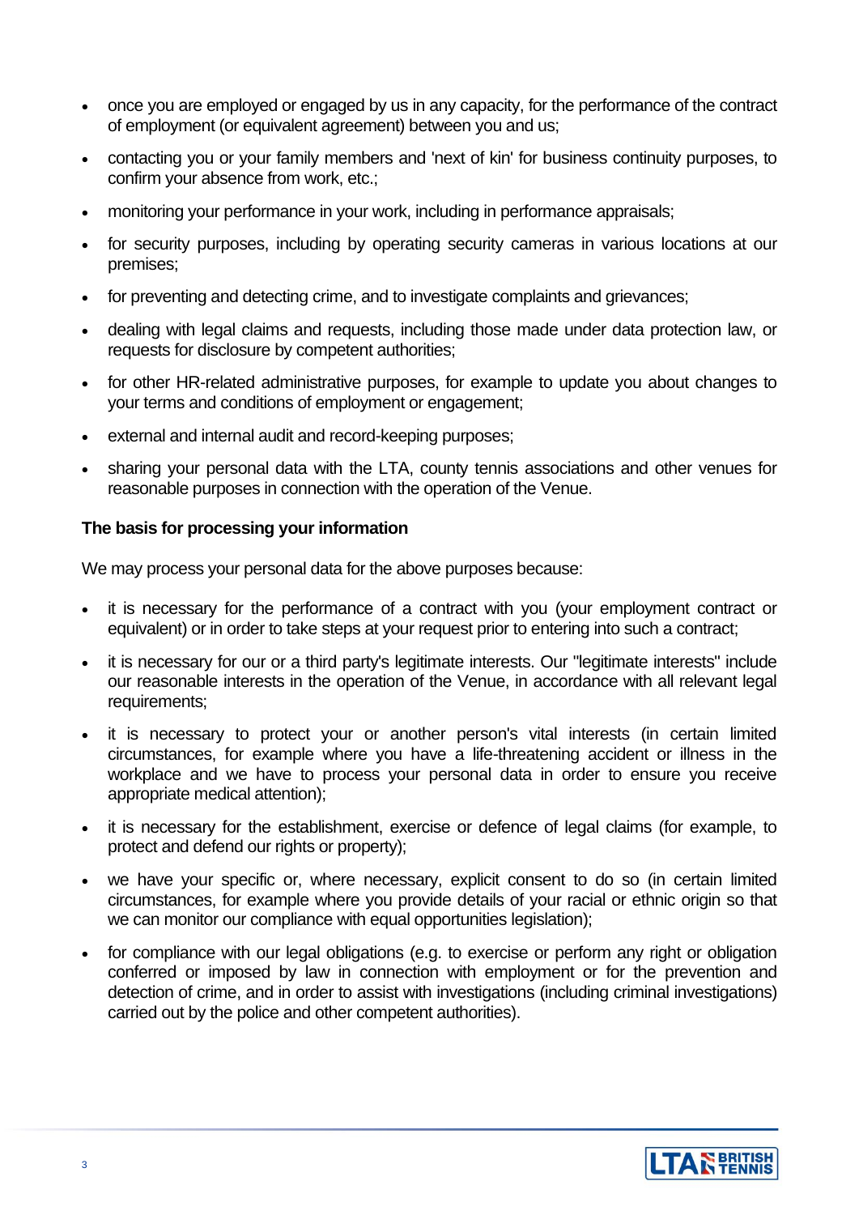- once you are employed or engaged by us in any capacity, for the performance of the contract of employment (or equivalent agreement) between you and us;
- contacting you or your family members and 'next of kin' for business continuity purposes, to confirm your absence from work, etc.;
- monitoring your performance in your work, including in performance appraisals;
- for security purposes, including by operating security cameras in various locations at our premises;
- for preventing and detecting crime, and to investigate complaints and grievances;
- dealing with legal claims and requests, including those made under data protection law, or requests for disclosure by competent authorities;
- for other HR-related administrative purposes, for example to update you about changes to your terms and conditions of employment or engagement;
- external and internal audit and record-keeping purposes;
- sharing your personal data with the LTA, county tennis associations and other venues for reasonable purposes in connection with the operation of the Venue.

**The basis for processing your information**

We may process your personal data for the above purposes because:

- it is necessary for the performance of a contract with you (your employment contract or equivalent) or in order to take steps at your request prior to entering into such a contract;
- it is necessary for our or a third party's legitimate interests. Our "legitimate interests" include our reasonable interests in the operation of the Venue, in accordance with all relevant legal requirements;
- it is necessary to protect your or another person's vital interests (in certain limited circumstances, for example where you have a life-threatening accident or illness in the workplace and we have to process your personal data in order to ensure you receive appropriate medical attention);
- it is necessary for the establishment, exercise or defence of legal claims (for example, to protect and defend our rights or property);
- we have your specific or, where necessary, explicit consent to do so (in certain limited circumstances, for example where you provide details of your racial or ethnic origin so that we can monitor our compliance with equal opportunities legislation);
- for compliance with our legal obligations (e.g. to exercise or perform any right or obligation conferred or imposed by law in connection with employment or for the prevention and detection of crime, and in order to assist with investigations (including criminal investigations) carried out by the police and other competent authorities).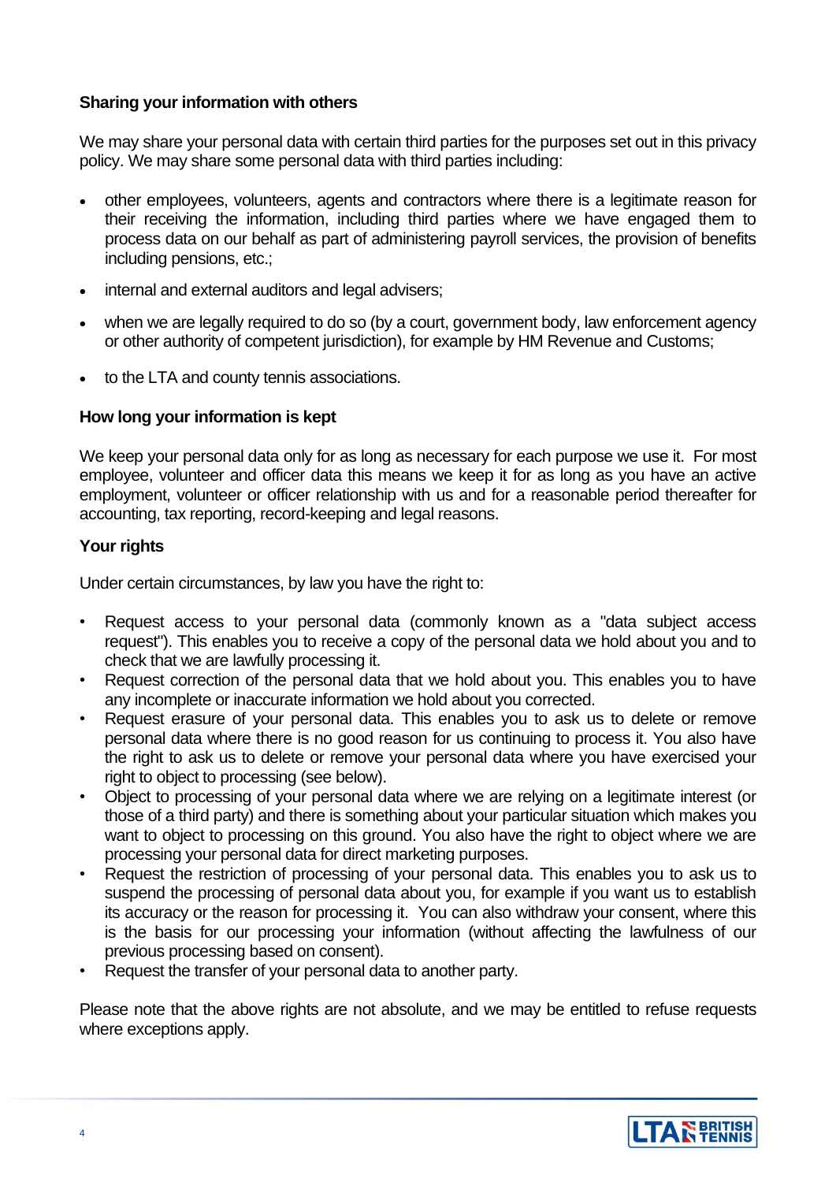**Sharing your information with others**

We may share your personal data with certain third parties for the purposes set out in this privacy policy. We may share some personal data with third parties including:

- other employees, volunteers, agents and contractors where there is a legitimate reason for their receiving the information, including third parties where we have engaged them to process data on our behalf as part of administering payroll services, the provision of benefits including pensions, etc.;
- internal and external auditors and legal advisers;
- when we are legally required to do so (by a court, government body, law enforcement agency or other authority of competent jurisdiction), for example by HM Revenue and Customs;
- to the LTA and county tennis associations.

**How long your information is kept**

We keep your personal data only for as long as necessary for each purpose we use it. For most employee, volunteer and officer data this means we keep it for as long as you have an active employment, volunteer or officer relationship with us and for a reasonable period thereafter for accounting, tax reporting, record-keeping and legal reasons.

**Your rights**

Under certain circumstances, by law you have the right to:

- Request access to your personal data (commonly known as a "data subject access request"). This enables you to receive a copy of the personal data we hold about you and to check that we are lawfully processing it.
- Request correction of the personal data that we hold about you. This enables you to have any incomplete or inaccurate information we hold about you corrected.
- Request erasure of your personal data. This enables you to ask us to delete or remove personal data where there is no good reason for us continuing to process it. You also have the right to ask us to delete or remove your personal data where you have exercised your right to object to processing (see below).
- Object to processing of your personal data where we are relying on a legitimate interest (or those of a third party) and there is something about your particular situation which makes you want to object to processing on this ground. You also have the right to object where we are processing your personal data for direct marketing purposes.
- Request the restriction of processing of your personal data. This enables you to ask us to suspend the processing of personal data about you, for example if you want us to establish its accuracy or the reason for processing it. You can also withdraw your consent, where this is the basis for our processing your information (without affecting the lawfulness of our previous processing based on consent).
- Request the transfer of your personal data to another party.

Please note that the above rights are not absolute, and we may be entitled to refuse requests where exceptions apply.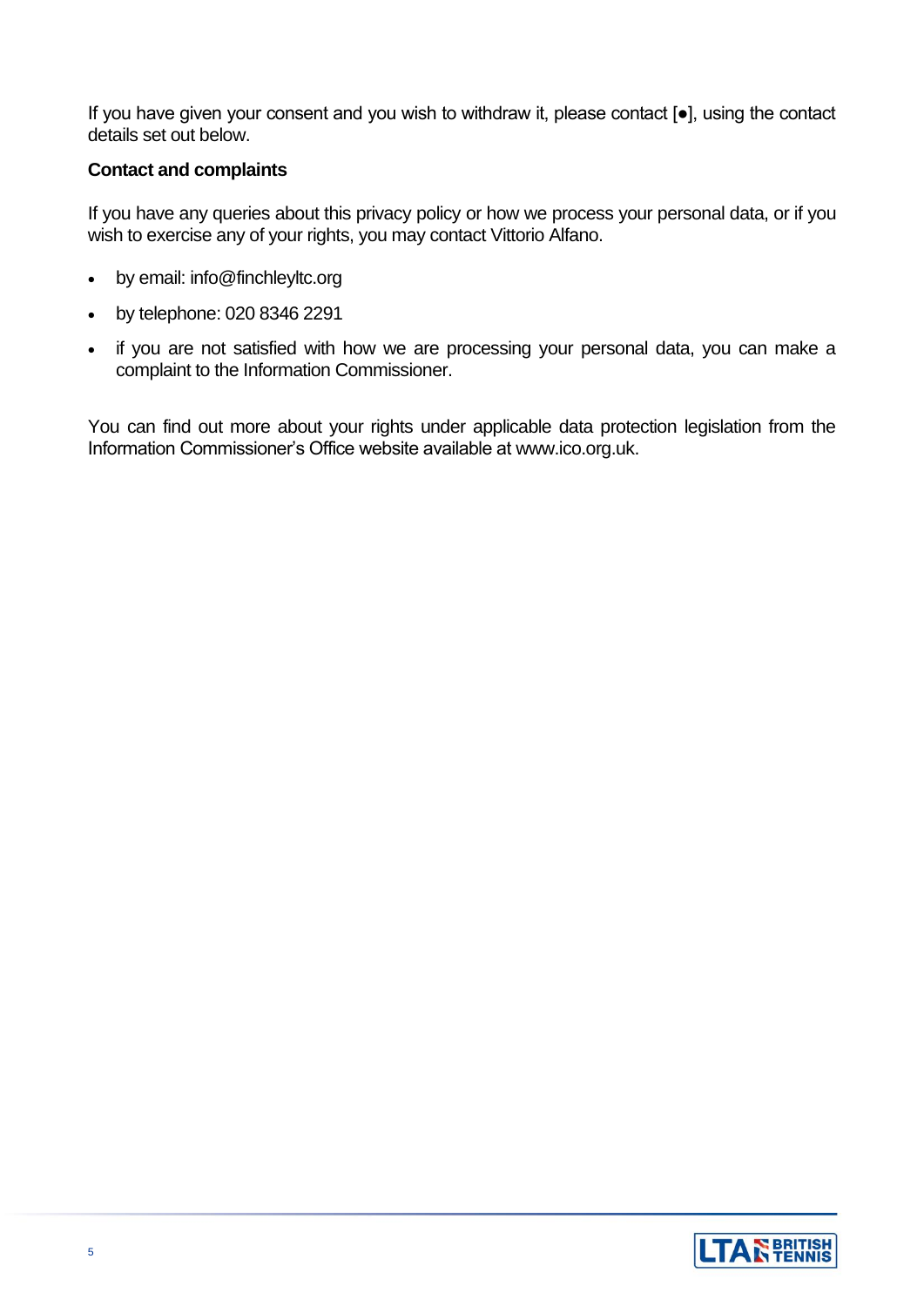If you have given your consent and you wish to withdraw it, please contact [●], using the contact details set out below.

**Contact and complaints**

If you have any queries about this privacy policy or how we process your personal data, or if you wish to exercise any of your rights, you may contact Vittorio Alfano.

- by email: info@finchleyltc.org
- by telephone: 020 8346 2291
- if you are not satisfied with how we are processing your personal data, you can make a complaint to the Information Commissioner.

You can find out more about your rights under applicable data protection legislation from the Information Commissioner's Office website available at www.ico.org.uk.